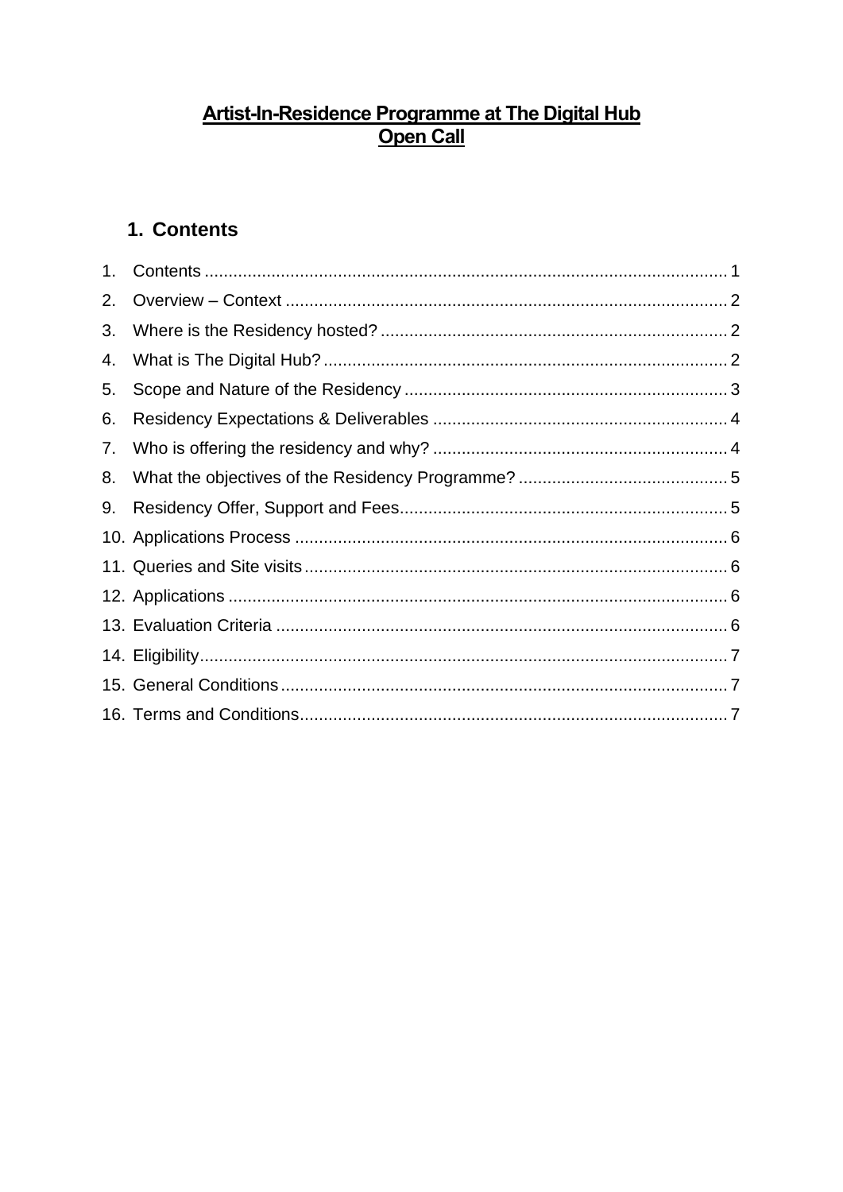# Artist-In-Residence Programme at The Digital Hub
# Open Call

## 1. Contents

1. Contents ........................................................................................................... 1
2. Overview – Context ............................................................................................ 2
3. Where is the Residency hosted? ......................................................................... 2
4. What is The Digital Hub? ..................................................................................... 2
5. Scope and Nature of the Residency .................................................................... 3
6. Residency Expectations & Deliverables .............................................................. 4
7. Who is offering the residency and why? .............................................................. 4
8. What the objectives of the Residency Programme? ............................................ 5
9. Residency Offer, Support and Fees..................................................................... 5
10. Applications Process ........................................................................................... 6
11. Queries and Site visits......................................................................................... 6
12. Applications ......................................................................................................... 6
13. Evaluation Criteria ............................................................................................... 6
14. Eligibility.............................................................................................................. 7
15. General Conditions.............................................................................................. 7
16. Terms and Conditions.......................................................................................... 7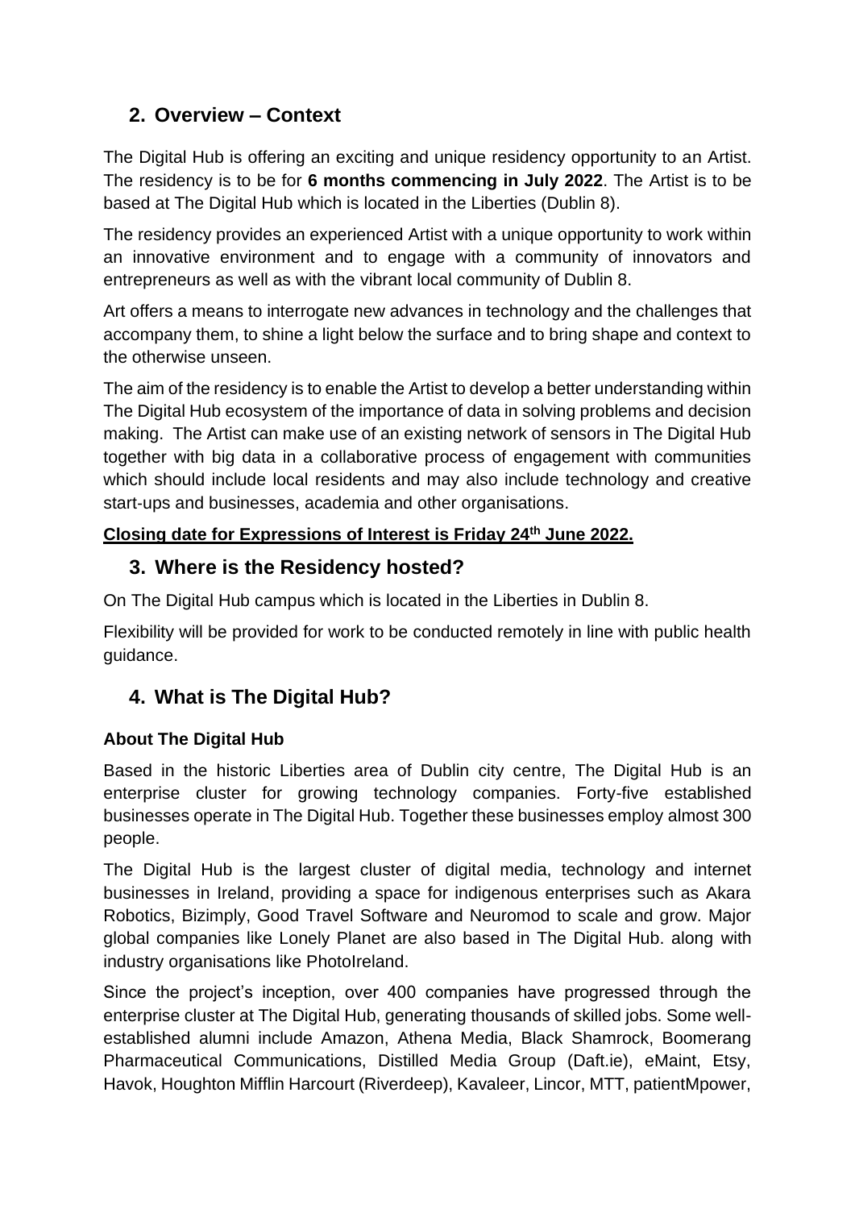## 2. Overview – Context

The Digital Hub is offering an exciting and unique residency opportunity to an Artist. The residency is to be for **6 months commencing in July 2022**. The Artist is to be based at The Digital Hub which is located in the Liberties (Dublin 8).

The residency provides an experienced Artist with a unique opportunity to work within an innovative environment and to engage with a community of innovators and entrepreneurs as well as with the vibrant local community of Dublin 8.

Art offers a means to interrogate new advances in technology and the challenges that accompany them, to shine a light below the surface and to bring shape and context to the otherwise unseen.

The aim of the residency is to enable the Artist to develop a better understanding within The Digital Hub ecosystem of the importance of data in solving problems and decision making. The Artist can make use of an existing network of sensors in The Digital Hub together with big data in a collaborative process of engagement with communities which should include local residents and may also include technology and creative start-ups and businesses, academia and other organisations.

**Closing date for Expressions of Interest is Friday 24th June 2022.**

## 3. Where is the Residency hosted?

On The Digital Hub campus which is located in the Liberties in Dublin 8.

Flexibility will be provided for work to be conducted remotely in line with public health guidance.

## 4. What is The Digital Hub?

### About The Digital Hub

Based in the historic Liberties area of Dublin city centre, The Digital Hub is an enterprise cluster for growing technology companies. Forty-five established businesses operate in The Digital Hub. Together these businesses employ almost 300 people.

The Digital Hub is the largest cluster of digital media, technology and internet businesses in Ireland, providing a space for indigenous enterprises such as Akara Robotics, Bizimply, Good Travel Software and Neuromod to scale and grow. Major global companies like Lonely Planet are also based in The Digital Hub. along with industry organisations like PhotoIreland.

Since the project's inception, over 400 companies have progressed through the enterprise cluster at The Digital Hub, generating thousands of skilled jobs. Some well-established alumni include Amazon, Athena Media, Black Shamrock, Boomerang Pharmaceutical Communications, Distilled Media Group (Daft.ie), eMaint, Etsy, Havok, Houghton Mifflin Harcourt (Riverdeep), Kavaleer, Lincor, MTT, patientMpower,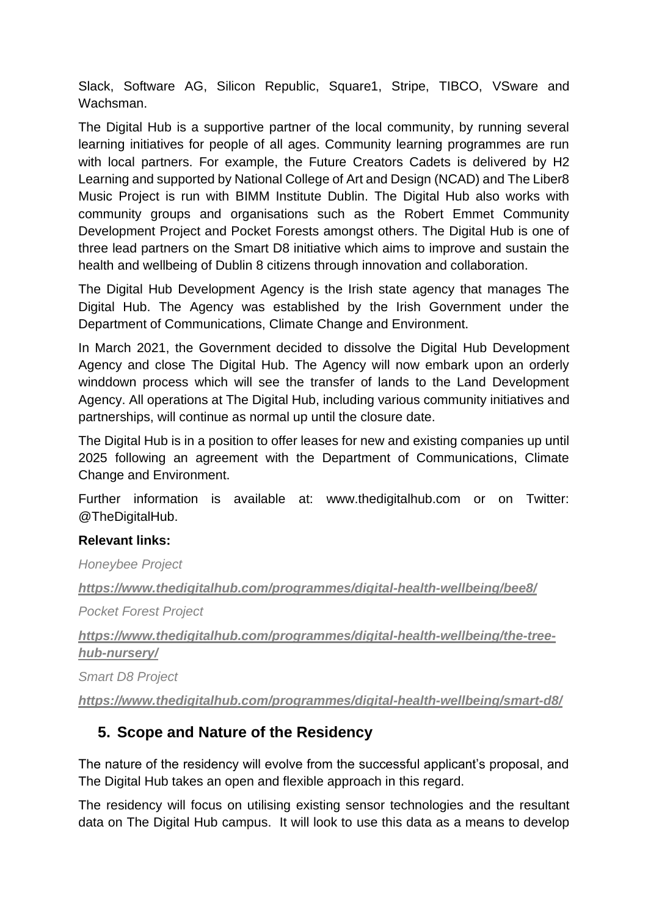Slack, Software AG, Silicon Republic, Square1, Stripe, TIBCO, VSware and Wachsman.

The Digital Hub is a supportive partner of the local community, by running several learning initiatives for people of all ages. Community learning programmes are run with local partners. For example, the Future Creators Cadets is delivered by H2 Learning and supported by National College of Art and Design (NCAD) and The Liber8 Music Project is run with BIMM Institute Dublin. The Digital Hub also works with community groups and organisations such as the Robert Emmet Community Development Project and Pocket Forests amongst others. The Digital Hub is one of three lead partners on the Smart D8 initiative which aims to improve and sustain the health and wellbeing of Dublin 8 citizens through innovation and collaboration.

The Digital Hub Development Agency is the Irish state agency that manages The Digital Hub. The Agency was established by the Irish Government under the Department of Communications, Climate Change and Environment.

In March 2021, the Government decided to dissolve the Digital Hub Development Agency and close The Digital Hub. The Agency will now embark upon an orderly winddown process which will see the transfer of lands to the Land Development Agency. All operations at The Digital Hub, including various community initiatives and partnerships, will continue as normal up until the closure date.

The Digital Hub is in a position to offer leases for new and existing companies up until 2025 following an agreement with the Department of Communications, Climate Change and Environment.

Further information is available at: www.thedigitalhub.com or on Twitter: @TheDigitalHub.

**Relevant links:**

*Honeybee Project*

***https://www.thedigitalhub.com/programmes/digital-health-wellbeing/bee8/***

*Pocket Forest Project*

***https://www.thedigitalhub.com/programmes/digital-health-wellbeing/the-tree-hub-nursery/***

*Smart D8 Project*

***https://www.thedigitalhub.com/programmes/digital-health-wellbeing/smart-d8/***

## 5. Scope and Nature of the Residency

The nature of the residency will evolve from the successful applicant's proposal, and The Digital Hub takes an open and flexible approach in this regard.

The residency will focus on utilising existing sensor technologies and the resultant data on The Digital Hub campus. It will look to use this data as a means to develop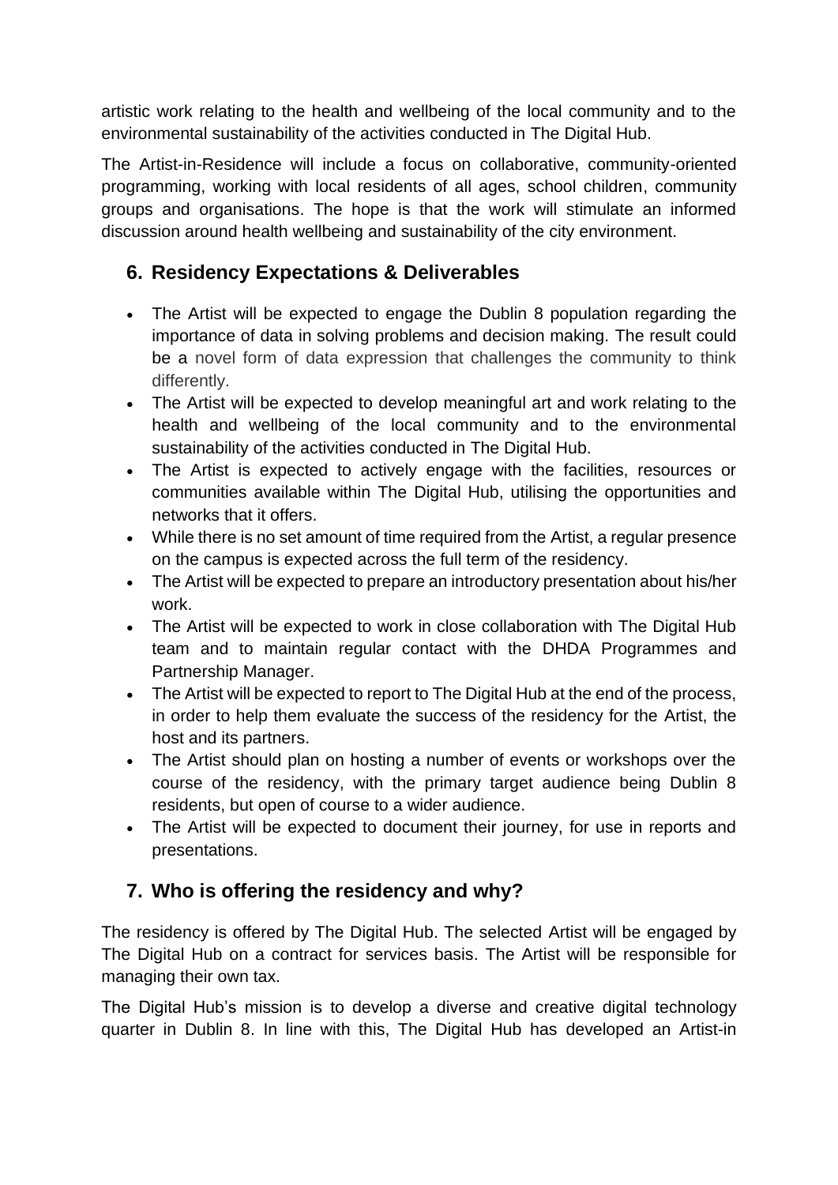artistic work relating to the health and wellbeing of the local community and to the environmental sustainability of the activities conducted in The Digital Hub.

The Artist-in-Residence will include a focus on collaborative, community-oriented programming, working with local residents of all ages, school children, community groups and organisations. The hope is that the work will stimulate an informed discussion around health wellbeing and sustainability of the city environment.

## 6. Residency Expectations & Deliverables

- The Artist will be expected to engage the Dublin 8 population regarding the importance of data in solving problems and decision making. The result could be a novel form of data expression that challenges the community to think differently.
- The Artist will be expected to develop meaningful art and work relating to the health and wellbeing of the local community and to the environmental sustainability of the activities conducted in The Digital Hub.
- The Artist is expected to actively engage with the facilities, resources or communities available within The Digital Hub, utilising the opportunities and networks that it offers.
- While there is no set amount of time required from the Artist, a regular presence on the campus is expected across the full term of the residency.
- The Artist will be expected to prepare an introductory presentation about his/her work.
- The Artist will be expected to work in close collaboration with The Digital Hub team and to maintain regular contact with the DHDA Programmes and Partnership Manager.
- The Artist will be expected to report to The Digital Hub at the end of the process, in order to help them evaluate the success of the residency for the Artist, the host and its partners.
- The Artist should plan on hosting a number of events or workshops over the course of the residency, with the primary target audience being Dublin 8 residents, but open of course to a wider audience.
- The Artist will be expected to document their journey, for use in reports and presentations.

## 7. Who is offering the residency and why?

The residency is offered by The Digital Hub. The selected Artist will be engaged by The Digital Hub on a contract for services basis. The Artist will be responsible for managing their own tax.

The Digital Hub's mission is to develop a diverse and creative digital technology quarter in Dublin 8. In line with this, The Digital Hub has developed an Artist-in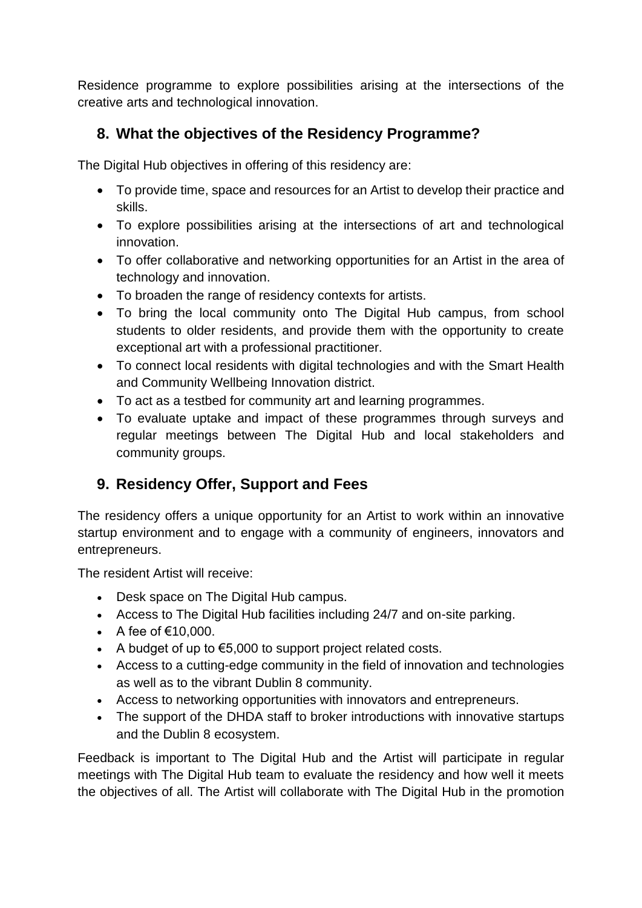Residence programme to explore possibilities arising at the intersections of the creative arts and technological innovation.

## 8. What the objectives of the Residency Programme?

The Digital Hub objectives in offering of this residency are:

- To provide time, space and resources for an Artist to develop their practice and skills.
- To explore possibilities arising at the intersections of art and technological innovation.
- To offer collaborative and networking opportunities for an Artist in the area of technology and innovation.
- To broaden the range of residency contexts for artists.
- To bring the local community onto The Digital Hub campus, from school students to older residents, and provide them with the opportunity to create exceptional art with a professional practitioner.
- To connect local residents with digital technologies and with the Smart Health and Community Wellbeing Innovation district.
- To act as a testbed for community art and learning programmes.
- To evaluate uptake and impact of these programmes through surveys and regular meetings between The Digital Hub and local stakeholders and community groups.

## 9. Residency Offer, Support and Fees

The residency offers a unique opportunity for an Artist to work within an innovative startup environment and to engage with a community of engineers, innovators and entrepreneurs.

The resident Artist will receive:

- Desk space on The Digital Hub campus.
- Access to The Digital Hub facilities including 24/7 and on-site parking.
- A fee of €10,000.
- A budget of up to €5,000 to support project related costs.
- Access to a cutting-edge community in the field of innovation and technologies as well as to the vibrant Dublin 8 community.
- Access to networking opportunities with innovators and entrepreneurs.
- The support of the DHDA staff to broker introductions with innovative startups and the Dublin 8 ecosystem.

Feedback is important to The Digital Hub and the Artist will participate in regular meetings with The Digital Hub team to evaluate the residency and how well it meets the objectives of all. The Artist will collaborate with The Digital Hub in the promotion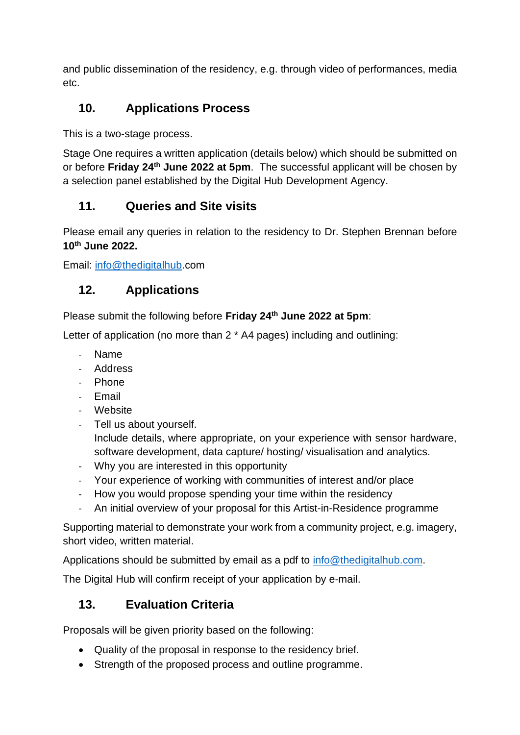and public dissemination of the residency, e.g. through video of performances, media etc.

## 10. Applications Process

This is a two-stage process.

Stage One requires a written application (details below) which should be submitted on or before **Friday 24th June 2022 at 5pm**. The successful applicant will be chosen by a selection panel established by the Digital Hub Development Agency.

## 11. Queries and Site visits

Please email any queries in relation to the residency to Dr. Stephen Brennan before **10th June 2022.**

Email: info@thedigitalhub.com

## 12. Applications

Please submit the following before **Friday 24th June 2022 at 5pm**:

Letter of application (no more than 2 * A4 pages) including and outlining:

- Name
- Address
- Phone
- Email
- Website
- Tell us about yourself.
  Include details, where appropriate, on your experience with sensor hardware, software development, data capture/ hosting/ visualisation and analytics.
- Why you are interested in this opportunity
- Your experience of working with communities of interest and/or place
- How you would propose spending your time within the residency
- An initial overview of your proposal for this Artist-in-Residence programme

Supporting material to demonstrate your work from a community project, e.g. imagery, short video, written material.

Applications should be submitted by email as a pdf to info@thedigitalhub.com.

The Digital Hub will confirm receipt of your application by e-mail.

## 13. Evaluation Criteria

Proposals will be given priority based on the following:

- Quality of the proposal in response to the residency brief.
- Strength of the proposed process and outline programme.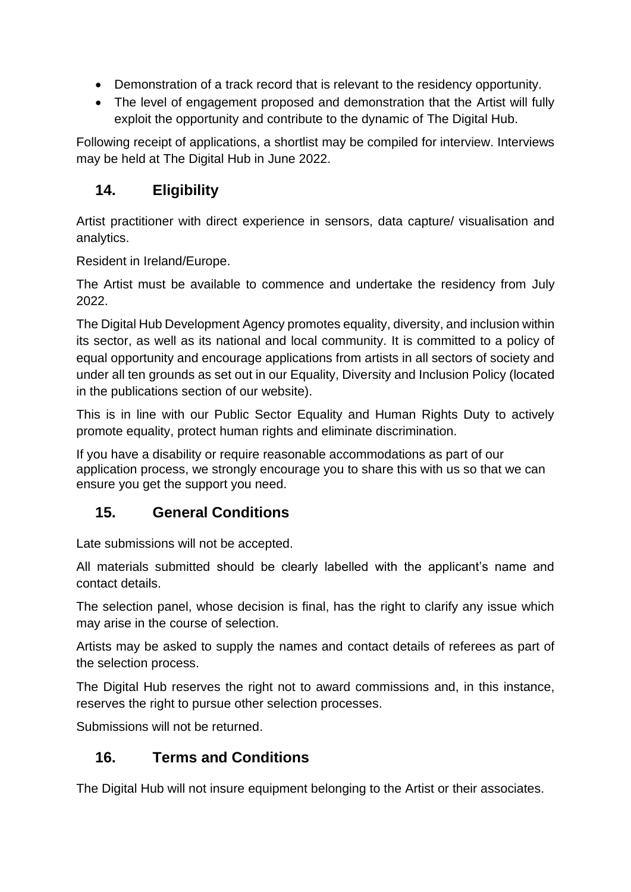- Demonstration of a track record that is relevant to the residency opportunity.
- The level of engagement proposed and demonstration that the Artist will fully exploit the opportunity and contribute to the dynamic of The Digital Hub.

Following receipt of applications, a shortlist may be compiled for interview. Interviews may be held at The Digital Hub in June 2022.

## 14. Eligibility

Artist practitioner with direct experience in sensors, data capture/ visualisation and analytics.

Resident in Ireland/Europe.

The Artist must be available to commence and undertake the residency from July 2022.

The Digital Hub Development Agency promotes equality, diversity, and inclusion within its sector, as well as its national and local community. It is committed to a policy of equal opportunity and encourage applications from artists in all sectors of society and under all ten grounds as set out in our Equality, Diversity and Inclusion Policy (located in the publications section of our website).

This is in line with our Public Sector Equality and Human Rights Duty to actively promote equality, protect human rights and eliminate discrimination.

If you have a disability or require reasonable accommodations as part of our application process, we strongly encourage you to share this with us so that we can ensure you get the support you need.

## 15. General Conditions

Late submissions will not be accepted.

All materials submitted should be clearly labelled with the applicant's name and contact details.

The selection panel, whose decision is final, has the right to clarify any issue which may arise in the course of selection.

Artists may be asked to supply the names and contact details of referees as part of the selection process.

The Digital Hub reserves the right not to award commissions and, in this instance, reserves the right to pursue other selection processes.

Submissions will not be returned.

## 16. Terms and Conditions

The Digital Hub will not insure equipment belonging to the Artist or their associates.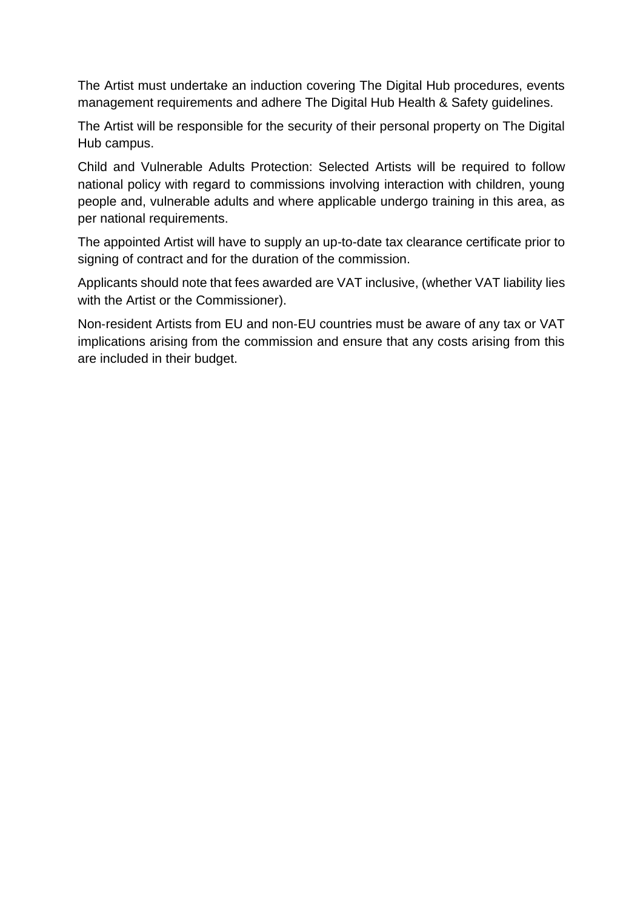The Artist must undertake an induction covering The Digital Hub procedures, events management requirements and adhere The Digital Hub Health & Safety guidelines.

The Artist will be responsible for the security of their personal property on The Digital Hub campus.

Child and Vulnerable Adults Protection: Selected Artists will be required to follow national policy with regard to commissions involving interaction with children, young people and, vulnerable adults and where applicable undergo training in this area, as per national requirements.

The appointed Artist will have to supply an up-to-date tax clearance certificate prior to signing of contract and for the duration of the commission.

Applicants should note that fees awarded are VAT inclusive, (whether VAT liability lies with the Artist or the Commissioner).

Non-resident Artists from EU and non-EU countries must be aware of any tax or VAT implications arising from the commission and ensure that any costs arising from this are included in their budget.